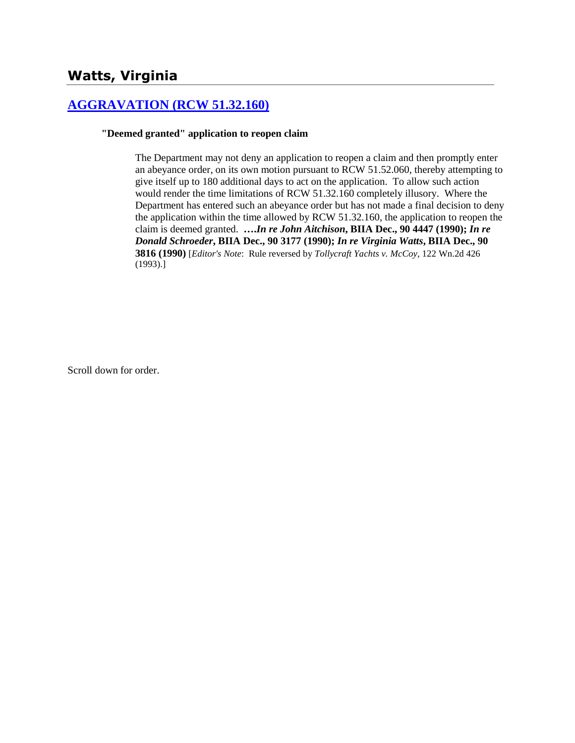# Watts, Virginia

## [AGGRAVATION (RCW 51.32.160)]

### "Deemed granted" application to reopen claim

The Department may not deny an application to reopen a claim and then promptly enter an abeyance order, on its own motion pursuant to RCW 51.52.060, thereby attempting to give itself up to 180 additional days to act on the application. To allow such action would render the time limitations of RCW 51.32.160 completely illusory. Where the Department has entered such an abeyance order but has not made a final decision to deny the application within the time allowed by RCW 51.32.160, the application to reopen the claim is deemed granted. **….*In re John Aitchison*, BIIA Dec., 90 4447 (1990); *In re Donald Schroeder*, BIIA Dec., 90 3177 (1990); *In re Virginia Watts*, BIIA Dec., 90 3816 (1990)** [*Editor's Note*: Rule reversed by *Tollycraft Yachts v. McCoy*, 122 Wn.2d 426 (1993).]

Scroll down for order.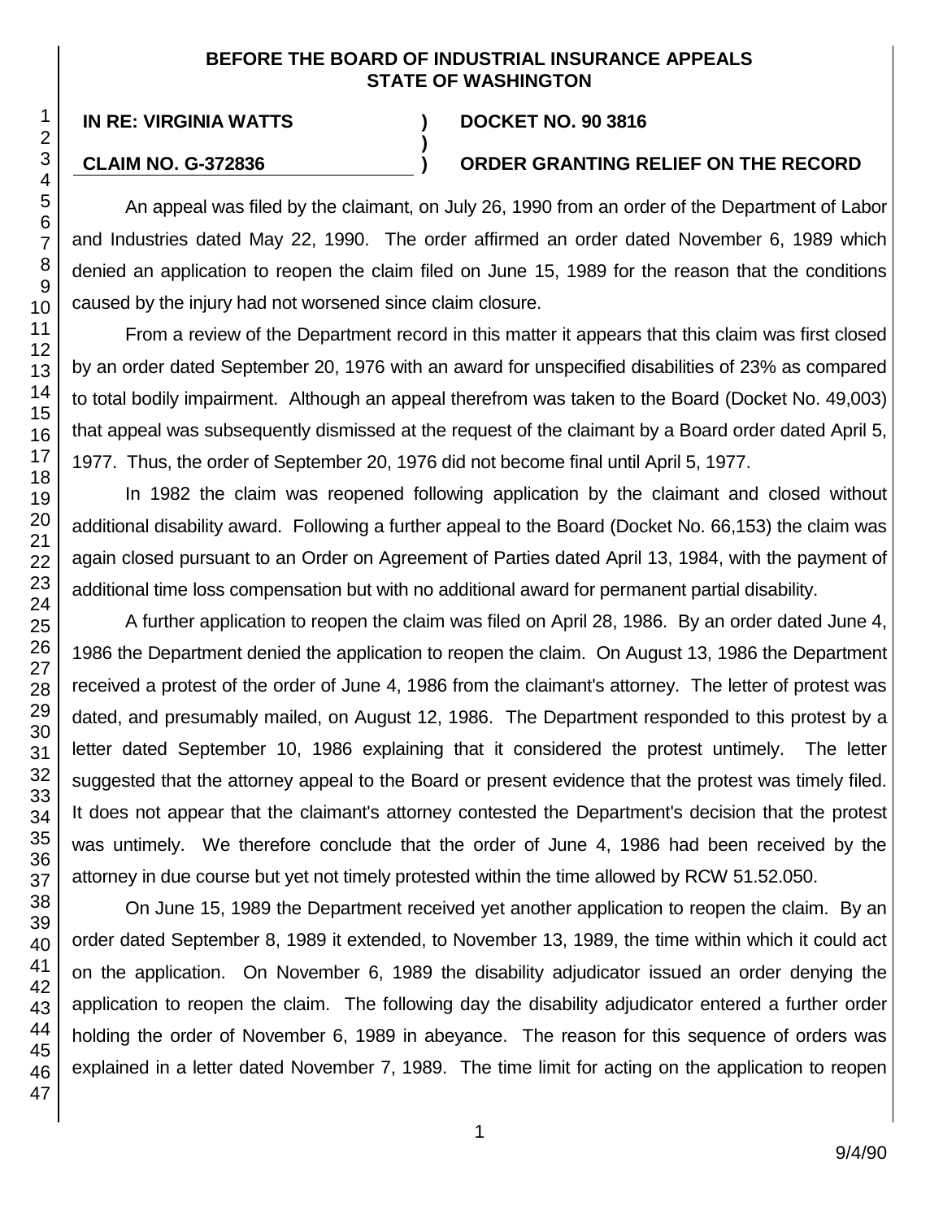**BEFORE THE BOARD OF INDUSTRIAL INSURANCE APPEALS STATE OF WASHINGTON**

**IN RE: VIRGINIA WATTS** ) **DOCKET NO. 90 3816**

**CLAIM NO. G-372836** ) **ORDER GRANTING RELIEF ON THE RECORD**

An appeal was filed by the claimant, on July 26, 1990 from an order of the Department of Labor and Industries dated May 22, 1990. The order affirmed an order dated November 6, 1989 which denied an application to reopen the claim filed on June 15, 1989 for the reason that the conditions caused by the injury had not worsened since claim closure.

From a review of the Department record in this matter it appears that this claim was first closed by an order dated September 20, 1976 with an award for unspecified disabilities of 23% as compared to total bodily impairment. Although an appeal therefrom was taken to the Board (Docket No. 49,003) that appeal was subsequently dismissed at the request of the claimant by a Board order dated April 5, 1977. Thus, the order of September 20, 1976 did not become final until April 5, 1977.

In 1982 the claim was reopened following application by the claimant and closed without additional disability award. Following a further appeal to the Board (Docket No. 66,153) the claim was again closed pursuant to an Order on Agreement of Parties dated April 13, 1984, with the payment of additional time loss compensation but with no additional award for permanent partial disability.

A further application to reopen the claim was filed on April 28, 1986. By an order dated June 4, 1986 the Department denied the application to reopen the claim. On August 13, 1986 the Department received a protest of the order of June 4, 1986 from the claimant's attorney. The letter of protest was dated, and presumably mailed, on August 12, 1986. The Department responded to this protest by a letter dated September 10, 1986 explaining that it considered the protest untimely. The letter suggested that the attorney appeal to the Board or present evidence that the protest was timely filed. It does not appear that the claimant's attorney contested the Department's decision that the protest was untimely. We therefore conclude that the order of June 4, 1986 had been received by the attorney in due course but yet not timely protested within the time allowed by RCW 51.52.050.

On June 15, 1989 the Department received yet another application to reopen the claim. By an order dated September 8, 1989 it extended, to November 13, 1989, the time within which it could act on the application. On November 6, 1989 the disability adjudicator issued an order denying the application to reopen the claim. The following day the disability adjudicator entered a further order holding the order of November 6, 1989 in abeyance. The reason for this sequence of orders was explained in a letter dated November 7, 1989. The time limit for acting on the application to reopen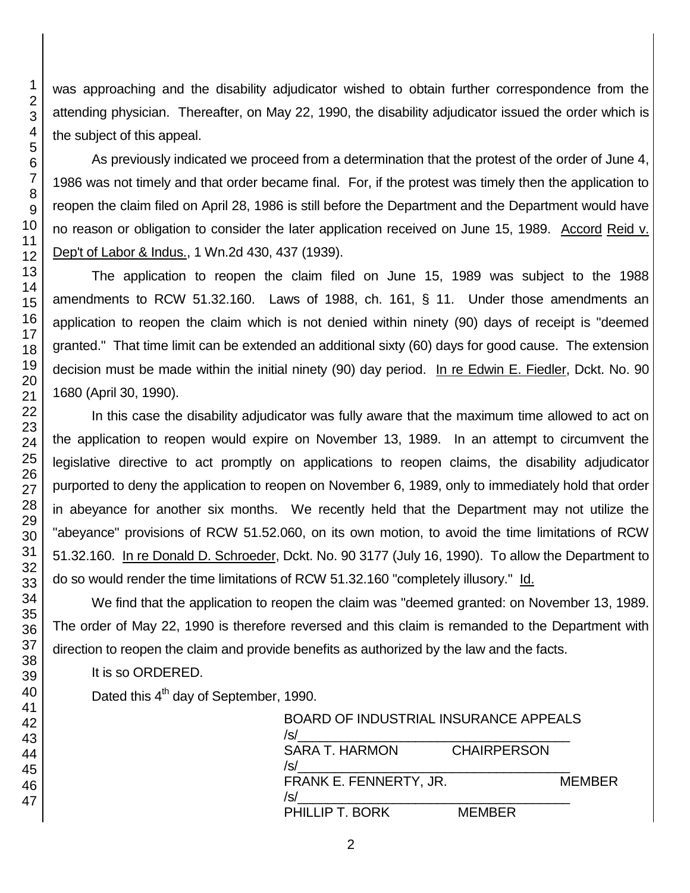was approaching and the disability adjudicator wished to obtain further correspondence from the attending physician. Thereafter, on May 22, 1990, the disability adjudicator issued the order which is the subject of this appeal.

As previously indicated we proceed from a determination that the protest of the order of June 4, 1986 was not timely and that order became final. For, if the protest was timely then the application to reopen the claim filed on April 28, 1986 is still before the Department and the Department would have no reason or obligation to consider the later application received on June 15, 1989. Accord Reid v. Dep't of Labor & Indus., 1 Wn.2d 430, 437 (1939).

The application to reopen the claim filed on June 15, 1989 was subject to the 1988 amendments to RCW 51.32.160. Laws of 1988, ch. 161, § 11. Under those amendments an application to reopen the claim which is not denied within ninety (90) days of receipt is "deemed granted." That time limit can be extended an additional sixty (60) days for good cause. The extension decision must be made within the initial ninety (90) day period. In re Edwin E. Fiedler, Dckt. No. 90 1680 (April 30, 1990).

In this case the disability adjudicator was fully aware that the maximum time allowed to act on the application to reopen would expire on November 13, 1989. In an attempt to circumvent the legislative directive to act promptly on applications to reopen claims, the disability adjudicator purported to deny the application to reopen on November 6, 1989, only to immediately hold that order in abeyance for another six months. We recently held that the Department may not utilize the "abeyance" provisions of RCW 51.52.060, on its own motion, to avoid the time limitations of RCW 51.32.160. In re Donald D. Schroeder, Dckt. No. 90 3177 (July 16, 1990). To allow the Department to do so would render the time limitations of RCW 51.32.160 "completely illusory." Id.

We find that the application to reopen the claim was "deemed granted: on November 13, 1989. The order of May 22, 1990 is therefore reversed and this claim is remanded to the Department with direction to reopen the claim and provide benefits as authorized by the law and the facts.

It is so ORDERED.

Dated this 4th day of September, 1990.

BOARD OF INDUSTRIAL INSURANCE APPEALS

/s/\_\_\_\_\_\_\_\_\_\_\_\_\_\_\_\_\_\_\_\_\_\_\_\_\_\_\_\_\_\_\_\_\_\_\_\_\_\_
SARA T. HARMON CHAIRPERSON

/s/\_\_\_\_\_\_\_\_\_\_\_\_\_\_\_\_\_\_\_\_\_\_\_\_\_\_\_\_\_\_\_\_\_\_\_\_\_\_
FRANK E. FENNERTY, JR. MEMBER

/s/\_\_\_\_\_\_\_\_\_\_\_\_\_\_\_\_\_\_\_\_\_\_\_\_\_\_\_\_\_\_\_\_\_\_\_\_\_\_
PHILLIP T. BORK MEMBER